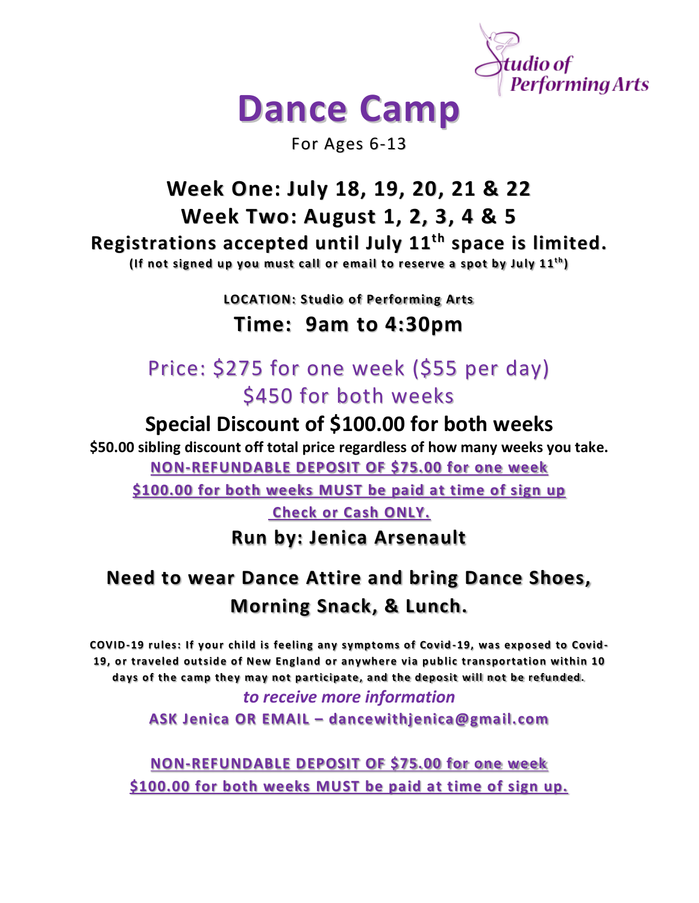Studio of Performing Arts

# Dance Camp

For Ages 6-13

## Week One: July 18, 19, 20, 21 & 22

## Week Two: August 1, 2, 3, 4 & 5

**Registrations accepted until July 11th space is limited.**

**(If not signed up you must call or email to reserve a spot by July 11th)**

**LOCATION: Studio of Performing Arts**

## Time: 9am to 4:30pm

Price: $275 for one week ($55 per day)

$450 for both weeks

**Special Discount of $100.00 for both weeks**

**$50.00 sibling discount off total price regardless of how many weeks you take.**

**NON-REFUNDABLE DEPOSIT OF $75.00 for one week**

**$100.00 for both weeks MUST be paid at time of sign up**

**Check or Cash ONLY.**

**Run by: Jenica Arsenault**

**Need to wear Dance Attire and bring Dance Shoes, Morning Snack, & Lunch.**

**COVID-19 rules: If your child is feeling any symptoms of Covid-19, was exposed to Covid-19, or traveled outside of New England or anywhere via public transportation within 10 days of the camp they may not participate, and the deposit will not be refunded.**

*to receive more information*

**ASK Jenica OR EMAIL – dancewithjenica@gmail.com**

**NON-REFUNDABLE DEPOSIT OF $75.00 for one week**

**$100.00 for both weeks MUST be paid at time of sign up.**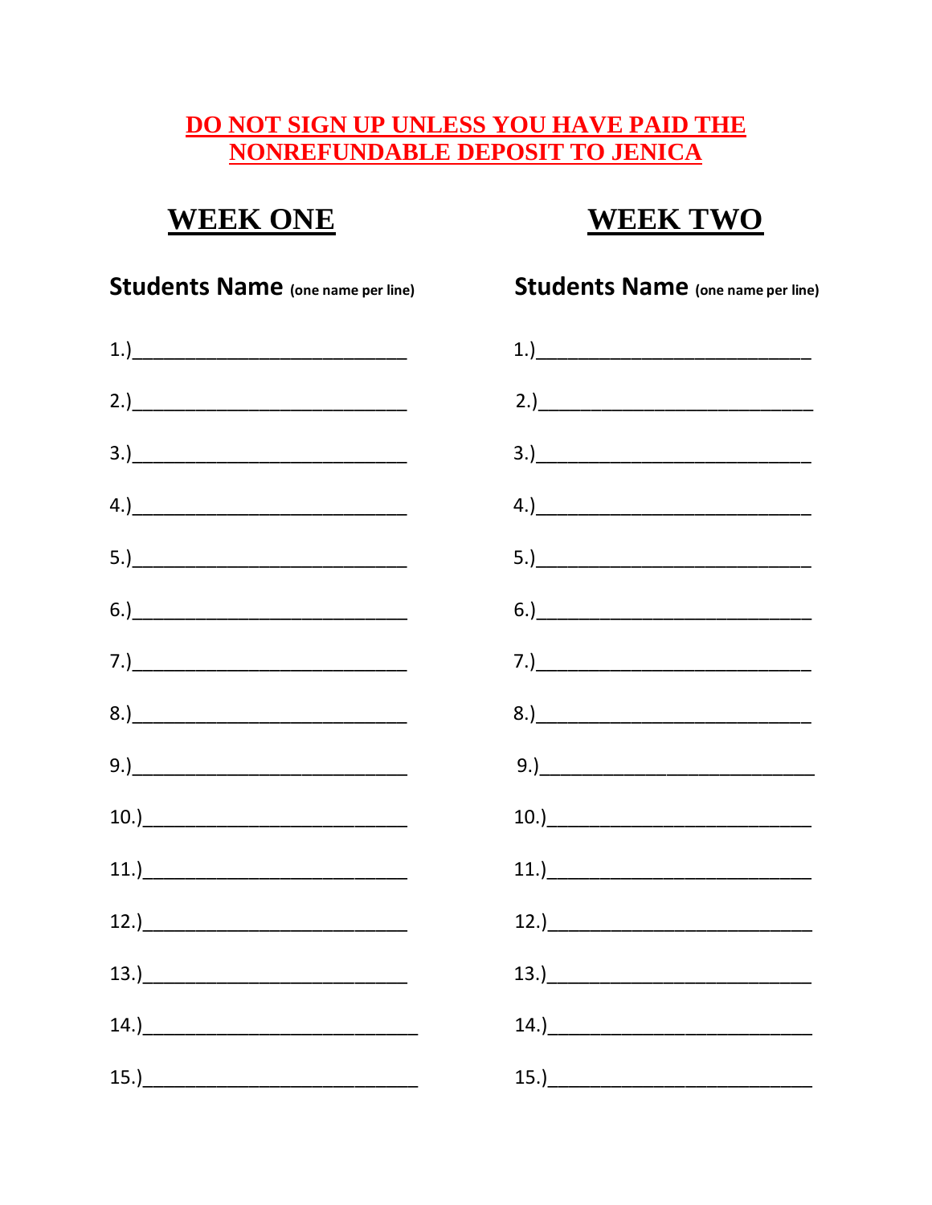**DO NOT SIGN UP UNLESS YOU HAVE PAID THE NONREFUNDABLE DEPOSIT TO JENICA**

## WEEK ONE

**Students Name** (one name per line)

1.)___________________________

2.)___________________________

3.)___________________________

4.)___________________________

5.)___________________________

6.)___________________________

7.)___________________________

8.)___________________________

9.)___________________________

10.)__________________________

11.)__________________________

12.)__________________________

13.)__________________________

14.)__________________________

15.)__________________________

## WEEK TWO

**Students Name** (one name per line)

1.)___________________________

2.)___________________________

3.)___________________________

4.)___________________________

5.)___________________________

6.)___________________________

7.)___________________________

8.)___________________________

9.)___________________________

10.)__________________________

11.)__________________________

12.)__________________________

13.)__________________________

14.)__________________________

15.)__________________________